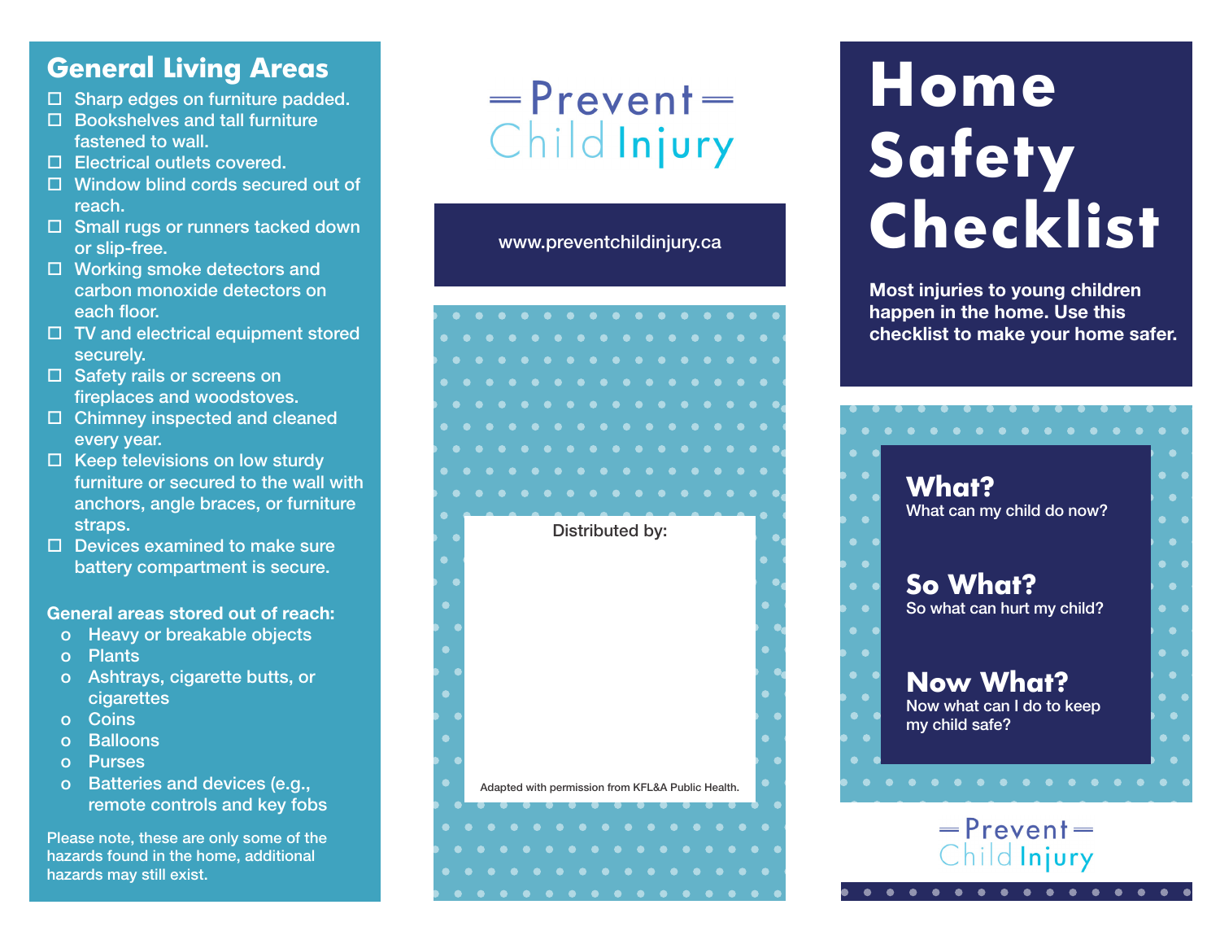## General Living Areas

- ☐ Sharp edges on furniture padded.
- ☐ Bookshelves and tall furniture fastened to wall.
- ☐ Electrical outlets covered.
- ☐ Window blind cords secured out of reach.
- ☐ Small rugs or runners tacked down or slip-free.
- ☐ Working smoke detectors and carbon monoxide detectors on each floor.
- ☐ TV and electrical equipment stored securely.
- ☐ Safety rails or screens on fireplaces and woodstoves.
- ☐ Chimney inspected and cleaned every year.
- ☐ Keep televisions on low sturdy furniture or secured to the wall with anchors, angle braces, or furniture straps.
- ☐ Devices examined to make sure battery compartment is secure.

**General areas stored out of reach:**

- Heavy or breakable objects
- Plants
- Ashtrays, cigarette butts, or cigarettes
- Coins
- Balloons
- Purses
- Batteries and devices (e.g., remote controls and key fobs

Please note, these are only some of the hazards found in the home, additional hazards may still exist.

Prevent Child Injury

www.preventchildinjury.ca

Distributed by:

Adapted with permission from KFL&A Public Health.

# Home Safety Checklist

**Most injuries to young children happen in the home. Use this checklist to make your home safer.**

**What?**
What can my child do now?

**So What?**
So what can hurt my child?

**Now What?**
Now what can I do to keep my child safe?

Prevent Child Injury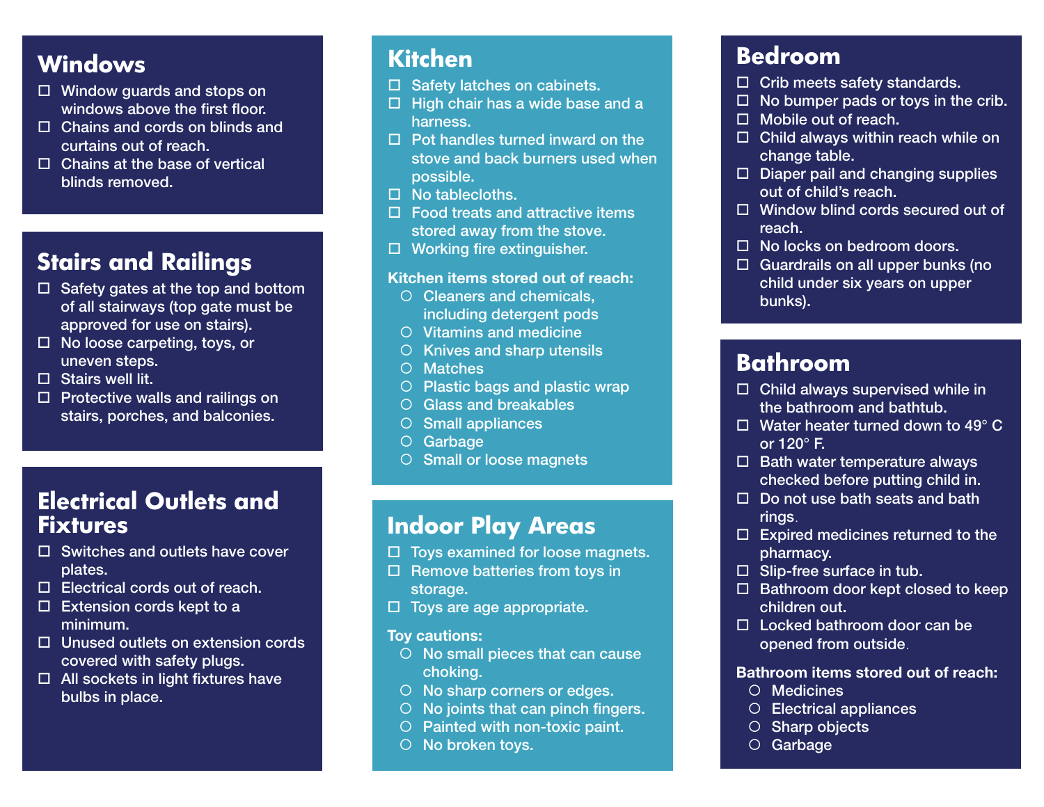## Windows

- ☐ Window guards and stops on windows above the first floor.
- ☐ Chains and cords on blinds and curtains out of reach.
- ☐ Chains at the base of vertical blinds removed.

## Stairs and Railings

- ☐ Safety gates at the top and bottom of all stairways (top gate must be approved for use on stairs).
- ☐ No loose carpeting, toys, or uneven steps.
- ☐ Stairs well lit.
- ☐ Protective walls and railings on stairs, porches, and balconies.

## Electrical Outlets and Fixtures

- ☐ Switches and outlets have cover plates.
- ☐ Electrical cords out of reach.
- ☐ Extension cords kept to a minimum.
- ☐ Unused outlets on extension cords covered with safety plugs.
- ☐ All sockets in light fixtures have bulbs in place.

## Kitchen

- ☐ Safety latches on cabinets.
- ☐ High chair has a wide base and a harness.
- ☐ Pot handles turned inward on the stove and back burners used when possible.
- ☐ No tablecloths.
- ☐ Food treats and attractive items stored away from the stove.
- ☐ Working fire extinguisher.

**Kitchen items stored out of reach:**

- ○ Cleaners and chemicals, including detergent pods
- ○ Vitamins and medicine
- ○ Knives and sharp utensils
- ○ Matches
- ○ Plastic bags and plastic wrap
- ○ Glass and breakables
- ○ Small appliances
- ○ Garbage
- ○ Small or loose magnets

## Indoor Play Areas

- ☐ Toys examined for loose magnets.
- ☐ Remove batteries from toys in storage.
- ☐ Toys are age appropriate.

**Toy cautions:**

- ○ No small pieces that can cause choking.
- ○ No sharp corners or edges.
- ○ No joints that can pinch fingers.
- ○ Painted with non-toxic paint.
- ○ No broken toys.

## Bedroom

- ☐ Crib meets safety standards.
- ☐ No bumper pads or toys in the crib.
- ☐ Mobile out of reach.
- ☐ Child always within reach while on change table.
- ☐ Diaper pail and changing supplies out of child's reach.
- ☐ Window blind cords secured out of reach.
- ☐ No locks on bedroom doors.
- ☐ Guardrails on all upper bunks (no child under six years on upper bunks).

## Bathroom

- ☐ Child always supervised while in the bathroom and bathtub.
- ☐ Water heater turned down to 49° C or 120° F.
- ☐ Bath water temperature always checked before putting child in.
- ☐ Do not use bath seats and bath rings.
- ☐ Expired medicines returned to the pharmacy.
- ☐ Slip-free surface in tub.
- ☐ Bathroom door kept closed to keep children out.
- ☐ Locked bathroom door can be opened from outside.

**Bathroom items stored out of reach:**

- ○ Medicines
- ○ Electrical appliances
- ○ Sharp objects
- ○ Garbage